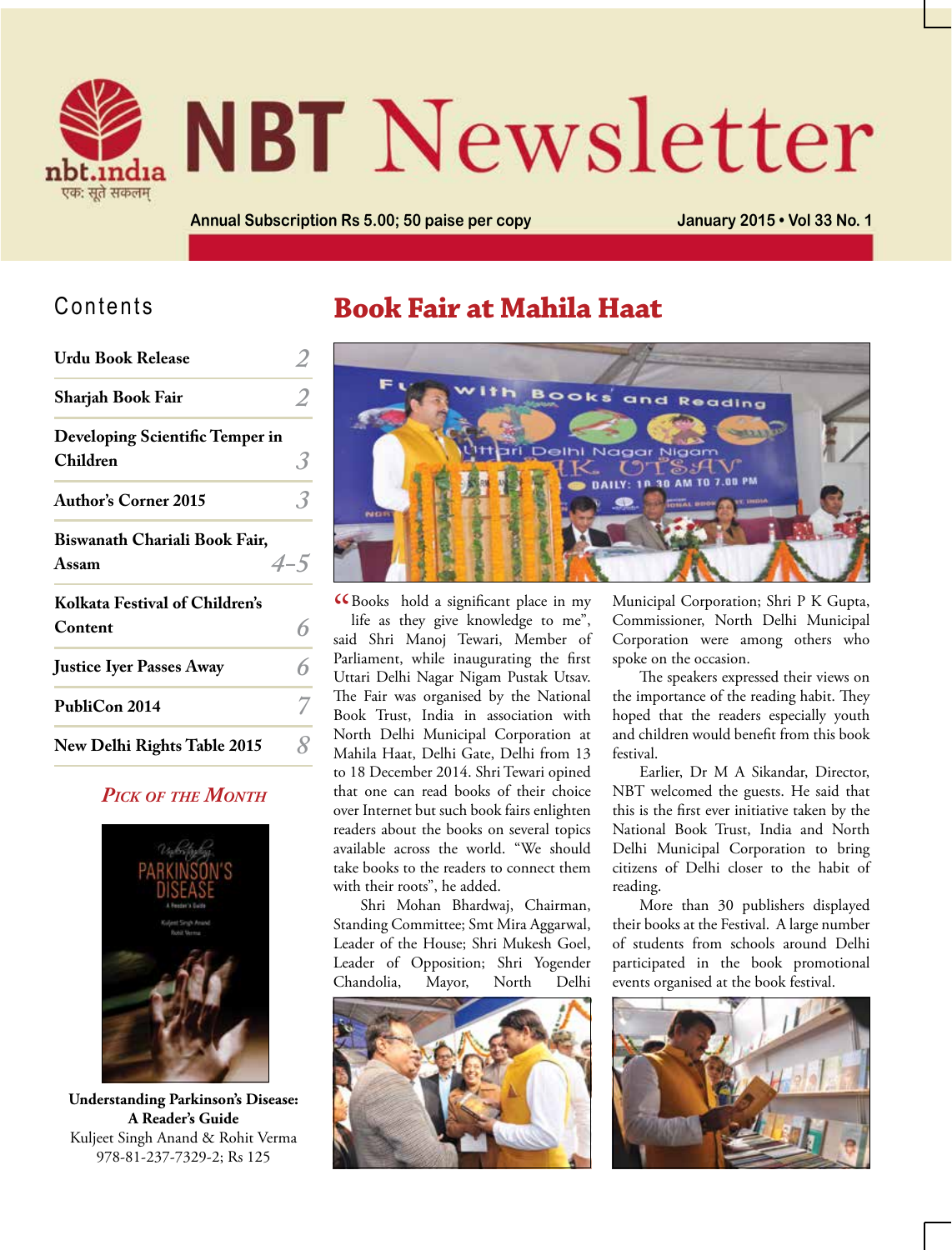# NBT Newsletter

nbt.india
एकः सूते सकलम्

Annual Subscription Rs 5.00; 50 paise per copy

January 2015 • Vol 33 No. 1

## Contents

| | |
|---|---|
| **Urdu Book Release** | 2 |
| **Sharjah Book Fair** | 2 |
| **Developing Scientific Temper in Children** | 3 |
| **Author's Corner 2015** | 3 |
| **Biswanath Chariali Book Fair, Assam** | 4-5 |
| **Kolkata Festival of Children's Content** | 6 |
| **Justice Iyer Passes Away** | 6 |
| **PubliCon 2014** | 7 |
| **New Delhi Rights Table 2015** | 8 |

### *Pick of the Month*

**Understanding Parkinson's Disease: A Reader's Guide**
Kuljeet Singh Anand & Rohit Verma
978-81-237-7329-2; Rs 125

## Book Fair at Mahila Haat

"Books hold a significant place in my life as they give knowledge to me", said Shri Manoj Tewari, Member of Parliament, while inaugurating the first Uttari Delhi Nagar Nigam Pustak Utsav. The Fair was organised by the National Book Trust, India in association with North Delhi Municipal Corporation at Mahila Haat, Delhi Gate, Delhi from 13 to 18 December 2014. Shri Tewari opined that one can read books of their choice over Internet but such book fairs enlighten readers about the books on several topics available across the world. "We should take books to the readers to connect them with their roots", he added.

Shri Mohan Bhardwaj, Chairman, Standing Committee; Smt Mira Aggarwal, Leader of the House; Shri Mukesh Goel, Leader of Opposition; Shri Yogender Chandolia, Mayor, North Delhi Municipal Corporation; Shri P K Gupta, Commissioner, North Delhi Municipal Corporation were among others who spoke on the occasion.

The speakers expressed their views on the importance of the reading habit. They hoped that the readers especially youth and children would benefit from this book festival.

Earlier, Dr M A Sikandar, Director, NBT welcomed the guests. He said that this is the first ever initiative taken by the National Book Trust, India and North Delhi Municipal Corporation to bring citizens of Delhi closer to the habit of reading.

More than 30 publishers displayed their books at the Festival. A large number of students from schools around Delhi participated in the book promotional events organised at the book festival.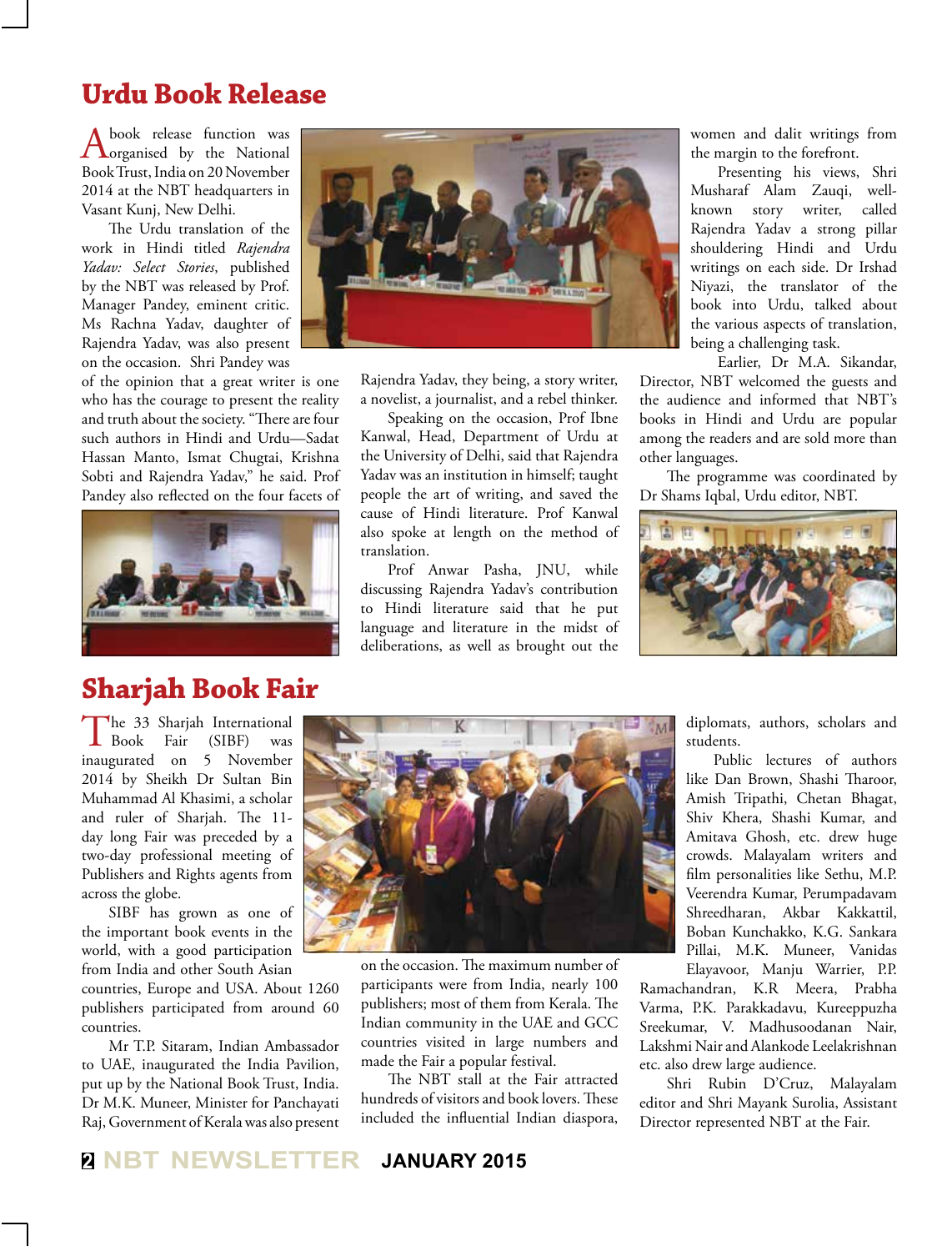## Urdu Book Release

A book release function was organised by the National Book Trust, India on 20 November 2014 at the NBT headquarters in Vasant Kunj, New Delhi.

The Urdu translation of the work in Hindi titled *Rajendra Yadav: Select Stories*, published by the NBT was released by Prof. Manager Pandey, eminent critic. Ms Rachna Yadav, daughter of Rajendra Yadav, was also present on the occasion. Shri Pandey was of the opinion that a great writer is one who has the courage to present the reality and truth about the society. "There are four such authors in Hindi and Urdu—Sadat Hassan Manto, Ismat Chugtai, Krishna Sobti and Rajendra Yadav," he said. Prof Pandey also reflected on the four facets of Rajendra Yadav, they being, a story writer, a novelist, a journalist, and a rebel thinker.

Speaking on the occasion, Prof Ibne Kanwal, Head, Department of Urdu at the University of Delhi, said that Rajendra Yadav was an institution in himself; taught people the art of writing, and saved the cause of Hindi literature. Prof Kanwal also spoke at length on the method of translation.

Prof Anwar Pasha, JNU, while discussing Rajendra Yadav's contribution to Hindi literature said that he put language and literature in the midst of deliberations, as well as brought out the women and dalit writings from the margin to the forefront.

Presenting his views, Shri Musharaf Alam Zauqi, well-known story writer, called Rajendra Yadav a strong pillar shouldering Hindi and Urdu writings on each side. Dr Irshad Niyazi, the translator of the book into Urdu, talked about the various aspects of translation, being a challenging task.

Earlier, Dr M.A. Sikandar, Director, NBT welcomed the guests and the audience and informed that NBT's books in Hindi and Urdu are popular among the readers and are sold more than other languages.

The programme was coordinated by Dr Shams Iqbal, Urdu editor, NBT.

## Sharjah Book Fair

The 33 Sharjah International Book Fair (SIBF) was inaugurated on 5 November 2014 by Sheikh Dr Sultan Bin Muhammad Al Khasimi, a scholar and ruler of Sharjah. The 11-day long Fair was preceded by a two-day professional meeting of Publishers and Rights agents from across the globe.

SIBF has grown as one of the important book events in the world, with a good participation from India and other South Asian countries, Europe and USA. About 1260 publishers participated from around 60 countries.

Mr T.P. Sitaram, Indian Ambassador to UAE, inaugurated the India Pavilion, put up by the National Book Trust, India. Dr M.K. Muneer, Minister for Panchayati Raj, Government of Kerala was also present on the occasion. The maximum number of participants were from India, nearly 100 publishers; most of them from Kerala. The Indian community in the UAE and GCC countries visited in large numbers and made the Fair a popular festival.

The NBT stall at the Fair attracted hundreds of visitors and book lovers. These included the influential Indian diaspora, diplomats, authors, scholars and students.

Public lectures of authors like Dan Brown, Shashi Tharoor, Amish Tripathi, Chetan Bhagat, Shiv Khera, Shashi Kumar, and Amitava Ghosh, etc. drew huge crowds. Malayalam writers and film personalities like Sethu, M.P. Veerendra Kumar, Perumpadavam Shreedharan, Akbar Kakkattil, Boban Kunchakko, K.G. Sankara Pillai, M.K. Muneer, Vanidas Elayavoor, Manju Warrier, P.P. Ramachandran, K.R Meera, Prabha Varma, P.K. Parakkadavu, Kureeppuzha Sreekumar, V. Madhusoodanan Nair, Lakshmi Nair and Alankode Leelakrishnan etc. also drew large audience.

Shri Rubin D'Cruz, Malayalam editor and Shri Mayank Surolia, Assistant Director represented NBT at the Fair.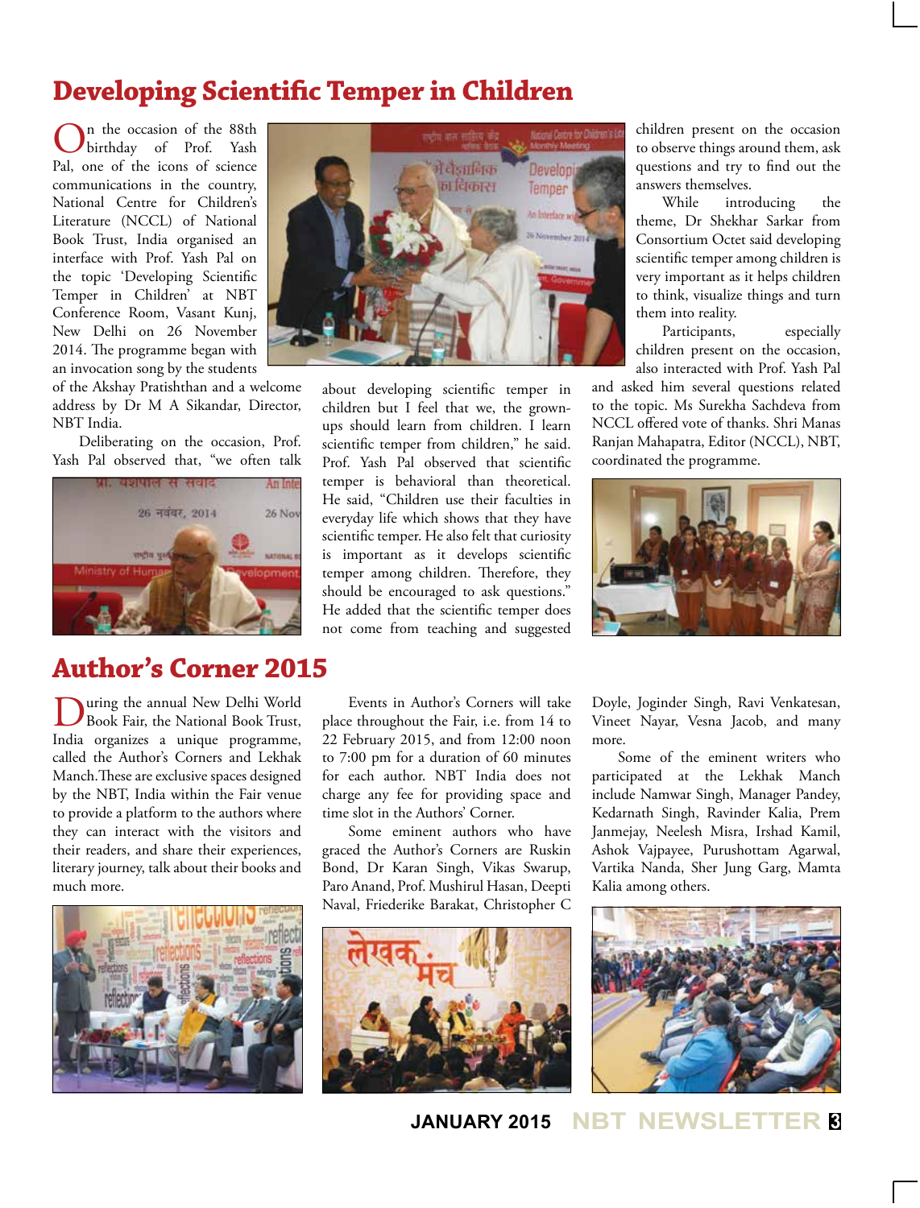# Developing Scientific Temper in Children

On the occasion of the 88th birthday of Prof. Yash Pal, one of the icons of science communications in the country, National Centre for Children's Literature (NCCL) of National Book Trust, India organised an interface with Prof. Yash Pal on the topic 'Developing Scientific Temper in Children' at NBT Conference Room, Vasant Kunj, New Delhi on 26 November 2014. The programme began with an invocation song by the students of the Akshay Pratishthan and a welcome address by Dr M A Sikandar, Director, NBT India.

Deliberating on the occasion, Prof. Yash Pal observed that, "we often talk about developing scientific temper in children but I feel that we, the grown-ups should learn from children. I learn scientific temper from children," he said. Prof. Yash Pal observed that scientific temper is behavioral than theoretical. He said, "Children use their faculties in everyday life which shows that they have scientific temper. He also felt that curiosity is important as it develops scientific temper among children. Therefore, they should be encouraged to ask questions." He added that the scientific temper does not come from teaching and suggested children present on the occasion to observe things around them, ask questions and try to find out the answers themselves.

While introducing the theme, Dr Shekhar Sarkar from Consortium Octet said developing scientific temper among children is very important as it helps children to think, visualize things and turn them into reality.

Participants, especially children present on the occasion, also interacted with Prof. Yash Pal and asked him several questions related to the topic. Ms Surekha Sachdeva from NCCL offered vote of thanks. Shri Manas Ranjan Mahapatra, Editor (NCCL), NBT, coordinated the programme.

# Author's Corner 2015

During the annual New Delhi World Book Fair, the National Book Trust, India organizes a unique programme, called the Author's Corners and Lekhak Manch. These are exclusive spaces designed by the NBT, India within the Fair venue to provide a platform to the authors where they can interact with the visitors and their readers, and share their experiences, literary journey, talk about their books and much more.

Events in Author's Corners will take place throughout the Fair, i.e. from 14 to 22 February 2015, and from 12:00 noon to 7:00 pm for a duration of 60 minutes for each author. NBT India does not charge any fee for providing space and time slot in the Authors' Corner.

Some eminent authors who have graced the Author's Corners are Ruskin Bond, Dr Karan Singh, Vikas Swarup, Paro Anand, Prof. Mushirul Hasan, Deepti Naval, Friederike Barakat, Christopher C Doyle, Joginder Singh, Ravi Venkatesan, Vineet Nayar, Vesna Jacob, and many more.

Some of the eminent writers who participated at the Lekhak Manch include Namwar Singh, Manager Pandey, Kedarnath Singh, Ravinder Kalia, Prem Janmejay, Neelesh Misra, Irshad Kamil, Ashok Vajpayee, Purushottam Agarwal, Vartika Nanda, Sher Jung Garg, Mamta Kalia among others.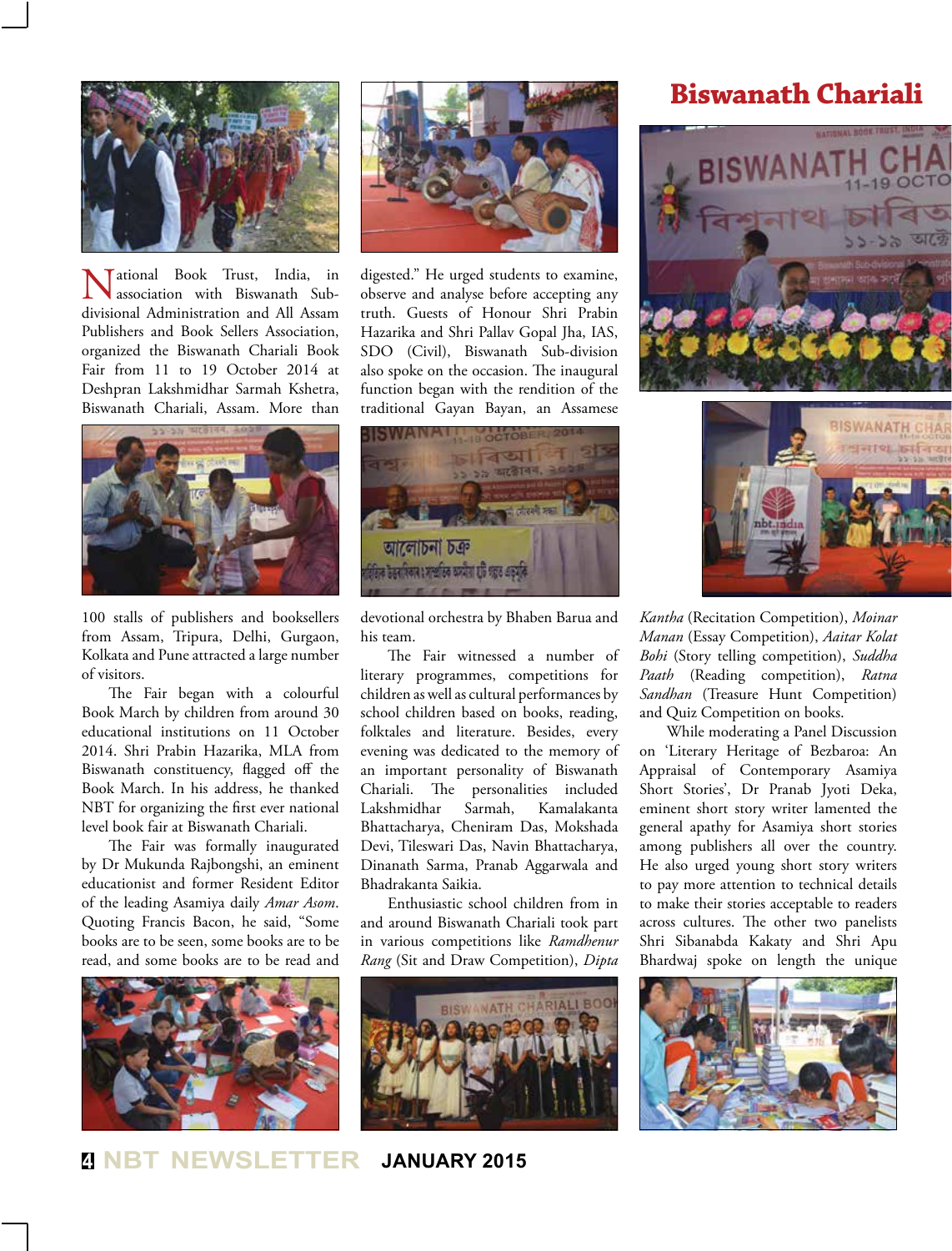# Biswanath Chariali

National Book Trust, India, in association with Biswanath Sub-divisional Administration and All Assam Publishers and Book Sellers Association, organized the Biswanath Chariali Book Fair from 11 to 19 October 2014 at Deshpran Lakshmidhar Sarmah Kshetra, Biswanath Chariali, Assam. More than 100 stalls of publishers and booksellers from Assam, Tripura, Delhi, Gurgaon, Kolkata and Pune attracted a large number of visitors.

The Fair began with a colourful Book March by children from around 30 educational institutions on 11 October 2014. Shri Prabin Hazarika, MLA from Biswanath constituency, flagged off the Book March. In his address, he thanked NBT for organizing the first ever national level book fair at Biswanath Chariali.

The Fair was formally inaugurated by Dr Mukunda Rajbongshi, an eminent educationist and former Resident Editor of the leading Asamiya daily *Amar Asom*. Quoting Francis Bacon, he said, "Some books are to be seen, some books are to be read, and some books are to be read and digested." He urged students to examine, observe and analyse before accepting any truth. Guests of Honour Shri Prabin Hazarika and Shri Pallav Gopal Jha, IAS, SDO (Civil), Biswanath Sub-division also spoke on the occasion. The inaugural function began with the rendition of the traditional Gayan Bayan, an Assamese devotional orchestra by Bhaben Barua and his team.

The Fair witnessed a number of literary programmes, competitions for children as well as cultural performances by school children based on books, reading, folktales and literature. Besides, every evening was dedicated to the memory of an important personality of Biswanath Chariali. The personalities included Lakshmidhar Sarmah, Kamalakanta Bhattacharya, Cheniram Das, Mokshada Devi, Tileswari Das, Navin Bhattacharya, Dinanath Sarma, Pranab Aggarwala and Bhadrakanta Saikia.

Enthusiastic school children from in and around Biswanath Chariali took part in various competitions like *Ramdhenur Rang* (Sit and Draw Competition), *Dipta Kantha* (Recitation Competition), *Moinar Manan* (Essay Competition), *Aaitar Kolat Bohi* (Story telling competition), *Suddha Paath* (Reading competition), *Ratna Sandhan* (Treasure Hunt Competition) and Quiz Competition on books.

While moderating a Panel Discussion on 'Literary Heritage of Bezbaroa: An Appraisal of Contemporary Asamiya Short Stories', Dr Pranab Jyoti Deka, eminent short story writer lamented the general apathy for Asamiya short stories among publishers all over the country. He also urged young short story writers to pay more attention to technical details to make their stories acceptable to readers across cultures. The other two panelists Shri Sibanabda Kakaty and Shri Apu Bhardwaj spoke on length the unique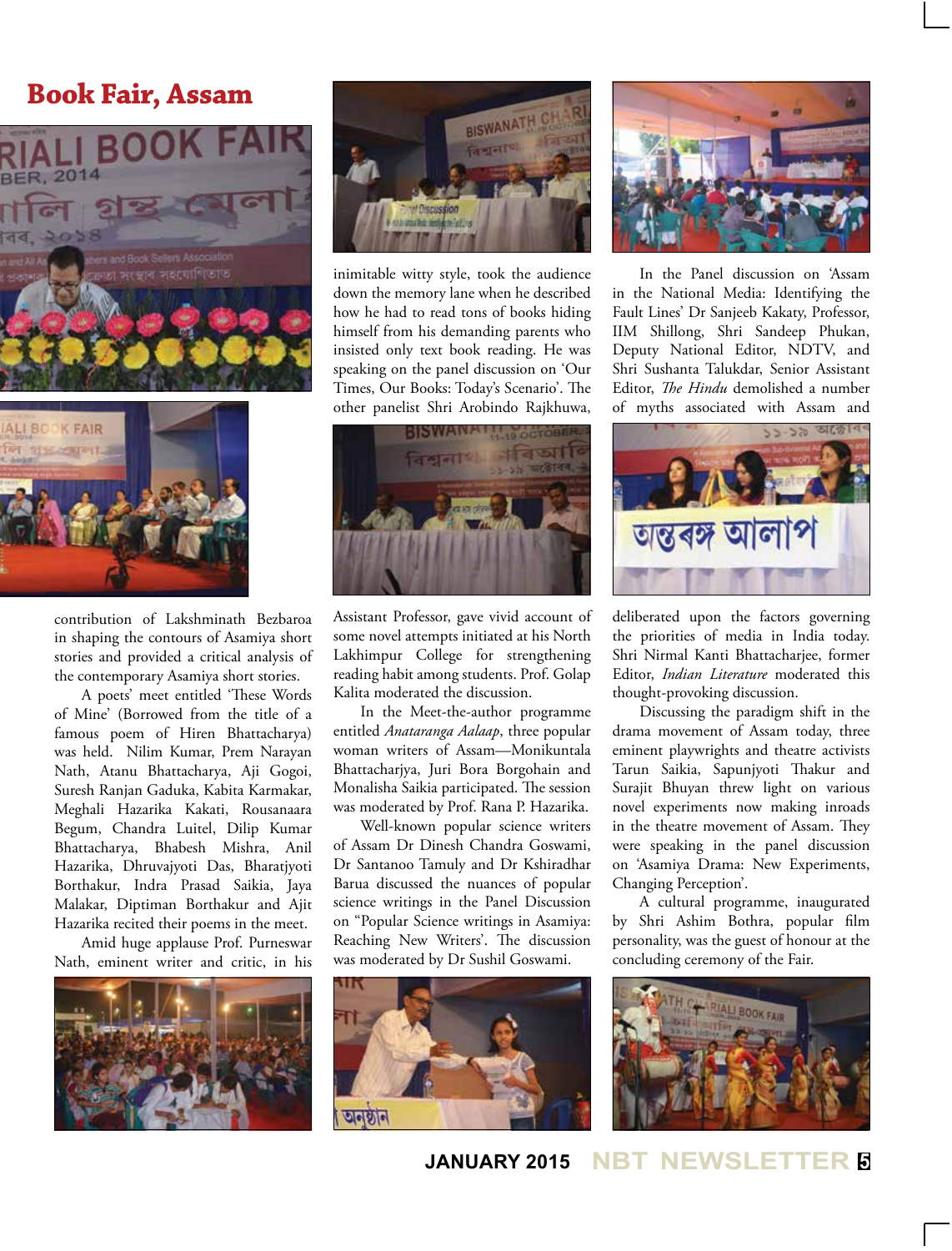# Book Fair, Assam

contribution of Lakshminath Bezbaroa in shaping the contours of Asamiya short stories and provided a critical analysis of the contemporary Asamiya short stories.

A poets' meet entitled 'These Words of Mine' (Borrowed from the title of a famous poem of Hiren Bhattacharya) was held. Nilim Kumar, Prem Narayan Nath, Atanu Bhattacharya, Aji Gogoi, Suresh Ranjan Gaduka, Kabita Karmakar, Meghali Hazarika Kakati, Rousanaara Begum, Chandra Luitel, Dilip Kumar Bhattacharya, Bhabesh Mishra, Anil Hazarika, Dhruvajyoti Das, Bharatjyoti Borthakur, Indra Prasad Saikia, Jaya Malakar, Diptiman Borthakur and Ajit Hazarika recited their poems in the meet.

Amid huge applause Prof. Purneswar Nath, eminent writer and critic, in his inimitable witty style, took the audience down the memory lane when he described how he had to read tons of books hiding himself from his demanding parents who insisted only text book reading. He was speaking on the panel discussion on 'Our Times, Our Books: Today's Scenario'. The other panelist Shri Arobindo Rajkhuwa, Assistant Professor, gave vivid account of some novel attempts initiated at his North Lakhimpur College for strengthening reading habit among students. Prof. Golap Kalita moderated the discussion.

In the Meet-the-author programme entitled *Anataranga Aalaap*, three popular woman writers of Assam—Monikuntala Bhattacharjya, Juri Bora Borgohain and Monalisha Saikia participated. The session was moderated by Prof. Rana P. Hazarika.

Well-known popular science writers of Assam Dr Dinesh Chandra Goswami, Dr Santanoo Tamuly and Dr Kshiradhar Barua discussed the nuances of popular science writings in the Panel Discussion on "Popular Science writings in Asamiya: Reaching New Writers'. The discussion was moderated by Dr Sushil Goswami.

In the Panel discussion on 'Assam in the National Media: Identifying the Fault Lines' Dr Sanjeeb Kakaty, Professor, IIM Shillong, Shri Sandeep Phukan, Deputy National Editor, NDTV, and Shri Sushanta Talukdar, Senior Assistant Editor, *The Hindu* demolished a number of myths associated with Assam and deliberated upon the factors governing the priorities of media in India today. Shri Nirmal Kanti Bhattacharjee, former Editor, *Indian Literature* moderated this thought-provoking discussion.

Discussing the paradigm shift in the drama movement of Assam today, three eminent playwrights and theatre activists Tarun Saikia, Sapunjyoti Thakur and Surajit Bhuyan threw light on various novel experiments now making inroads in the theatre movement of Assam. They were speaking in the panel discussion on 'Asamiya Drama: New Experiments, Changing Perception'.

A cultural programme, inaugurated by Shri Ashim Bothra, popular film personality, was the guest of honour at the concluding ceremony of the Fair.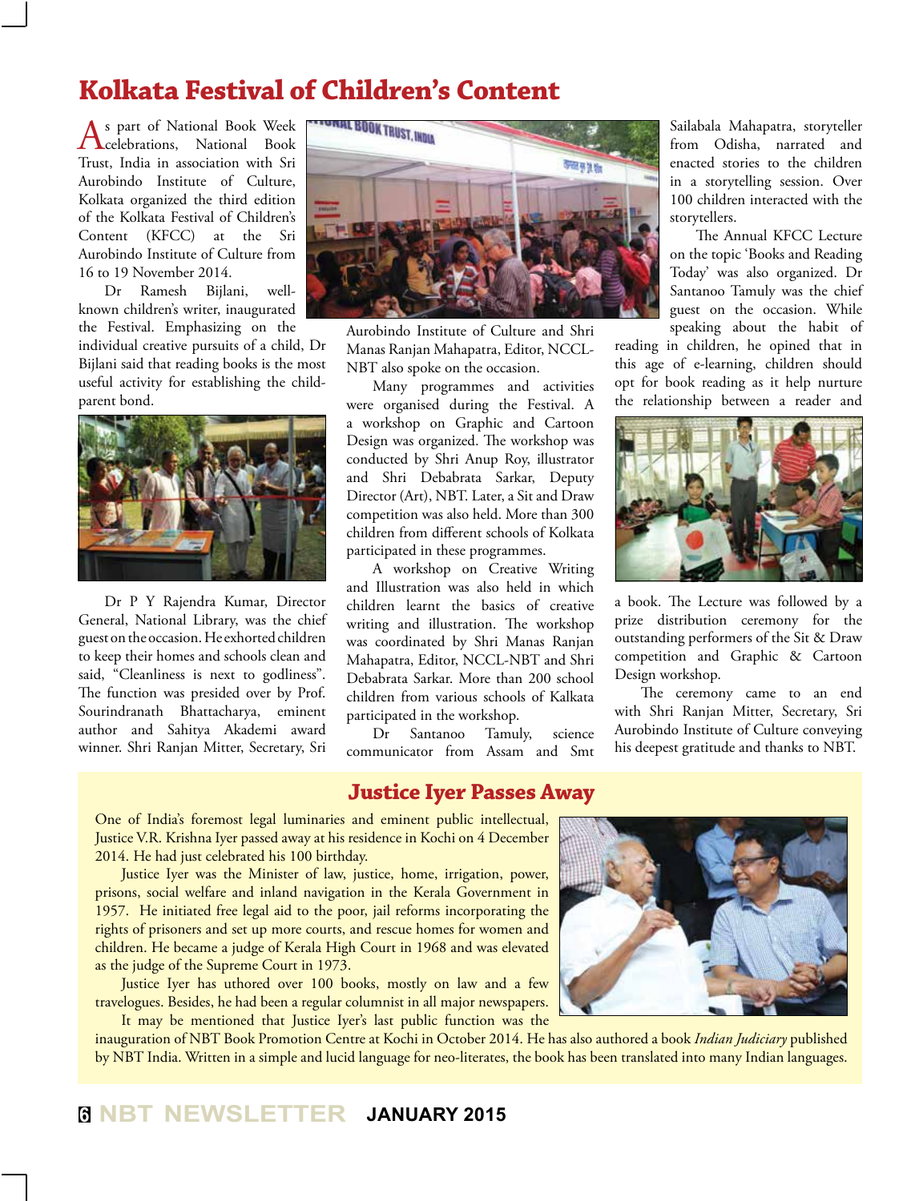# Kolkata Festival of Children's Content

As part of National Book Week celebrations, National Book Trust, India in association with Sri Aurobindo Institute of Culture, Kolkata organized the third edition of the Kolkata Festival of Children's Content (KFCC) at the Sri Aurobindo Institute of Culture from 16 to 19 November 2014.

Dr Ramesh Bijlani, well-known children's writer, inaugurated the Festival. Emphasizing on the individual creative pursuits of a child, Dr Bijlani said that reading books is the most useful activity for establishing the child-parent bond.

Dr P Y Rajendra Kumar, Director General, National Library, was the chief guest on the occasion. He exhorted children to keep their homes and schools clean and said, "Cleanliness is next to godliness". The function was presided over by Prof. Sourindranath Bhattacharya, eminent author and Sahitya Akademi award winner. Shri Ranjan Mitter, Secretary, Sri Aurobindo Institute of Culture and Shri Manas Ranjan Mahapatra, Editor, NCCL-NBT also spoke on the occasion.

Many programmes and activities were organised during the Festival. A a workshop on Graphic and Cartoon Design was organized. The workshop was conducted by Shri Anup Roy, illustrator and Shri Debabrata Sarkar, Deputy Director (Art), NBT. Later, a Sit and Draw competition was also held. More than 300 children from different schools of Kolkata participated in these programmes.

A workshop on Creative Writing and Illustration was also held in which children learnt the basics of creative writing and illustration. The workshop was coordinated by Shri Manas Ranjan Mahapatra, Editor, NCCL-NBT and Shri Debabrata Sarkar. More than 200 school children from various schools of Kalkata participated in the workshop.

Dr Santanoo Tamuly, science communicator from Assam and Smt Sailabala Mahapatra, storyteller from Odisha, narrated and enacted stories to the children in a storytelling session. Over 100 children interacted with the storytellers.

The Annual KFCC Lecture on the topic 'Books and Reading Today' was also organized. Dr Santanoo Tamuly was the chief guest on the occasion. While speaking about the habit of reading in children, he opined that in this age of e-learning, children should opt for book reading as it help nurture the relationship between a reader and a book. The Lecture was followed by a prize distribution ceremony for the outstanding performers of the Sit & Draw competition and Graphic & Cartoon Design workshop.

The ceremony came to an end with Shri Ranjan Mitter, Secretary, Sri Aurobindo Institute of Culture conveying his deepest gratitude and thanks to NBT.

## Justice Iyer Passes Away

One of India's foremost legal luminaries and eminent public intellectual, Justice V.R. Krishna Iyer passed away at his residence in Kochi on 4 December 2014. He had just celebrated his 100 birthday.

Justice Iyer was the Minister of law, justice, home, irrigation, power, prisons, social welfare and inland navigation in the Kerala Government in 1957. He initiated free legal aid to the poor, jail reforms incorporating the rights of prisoners and set up more courts, and rescue homes for women and children. He became a judge of Kerala High Court in 1968 and was elevated as the judge of the Supreme Court in 1973.

Justice Iyer has uthored over 100 books, mostly on law and a few travelogues. Besides, he had been a regular columnist in all major newspapers.

It may be mentioned that Justice Iyer's last public function was the inauguration of NBT Book Promotion Centre at Kochi in October 2014. He has also authored a book *Indian Judiciary* published by NBT India. Written in a simple and lucid language for neo-literates, the book has been translated into many Indian languages.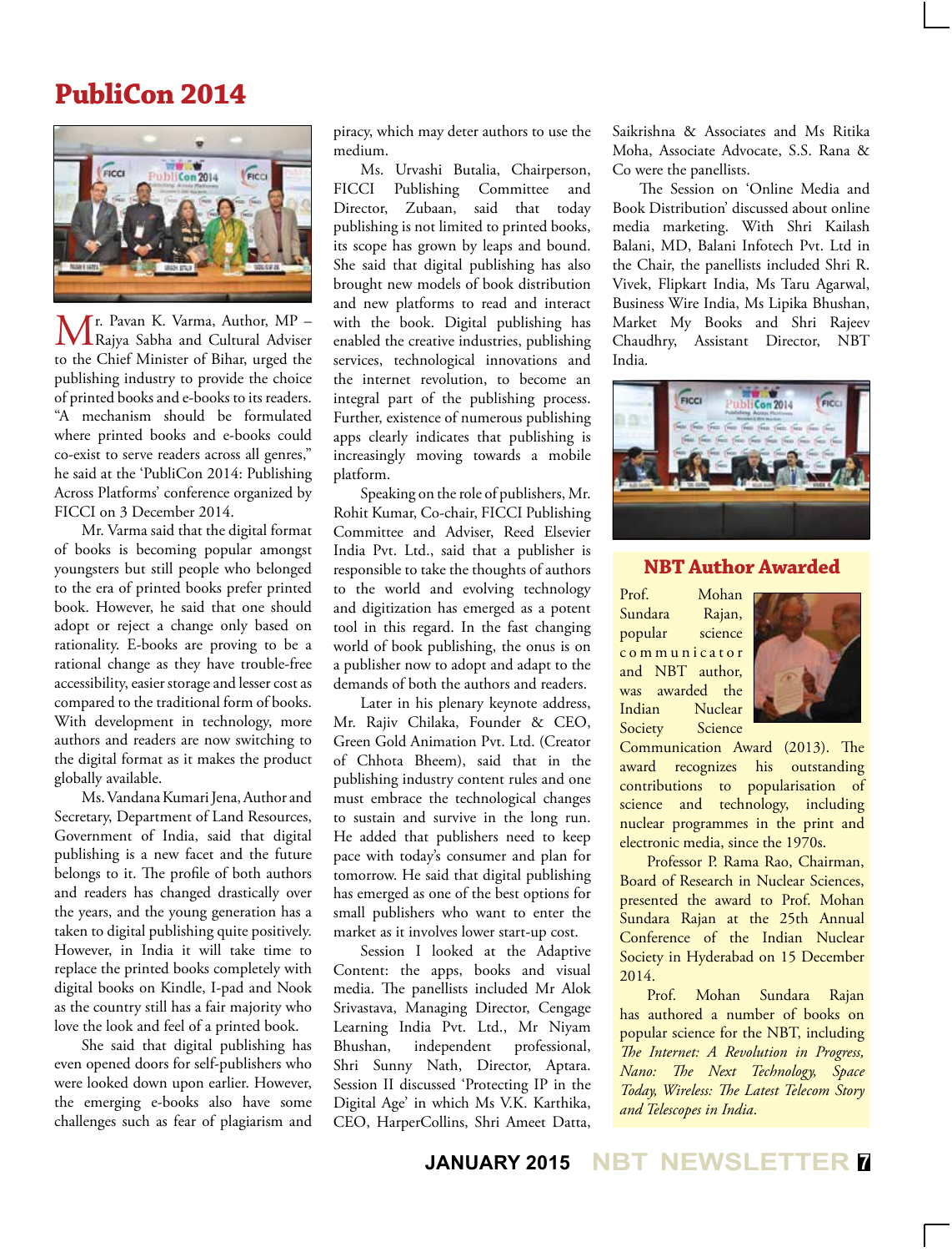# PubliCon 2014

Mr. Pavan K. Varma, Author, MP – Rajya Sabha and Cultural Adviser to the Chief Minister of Bihar, urged the publishing industry to provide the choice of printed books and e-books to its readers. "A mechanism should be formulated where printed books and e-books could co-exist to serve readers across all genres," he said at the 'PubliCon 2014: Publishing Across Platforms' conference organized by FICCI on 3 December 2014.

Mr. Varma said that the digital format of books is becoming popular amongst youngsters but still people who belonged to the era of printed books prefer printed book. However, he said that one should adopt or reject a change only based on rationality. E-books are proving to be a rational change as they have trouble-free accessibility, easier storage and lesser cost as compared to the traditional form of books. With development in technology, more authors and readers are now switching to the digital format as it makes the product globally available.

Ms. Vandana Kumari Jena, Author and Secretary, Department of Land Resources, Government of India, said that digital publishing is a new facet and the future belongs to it. The profile of both authors and readers has changed drastically over the years, and the young generation has a taken to digital publishing quite positively. However, in India it will take time to replace the printed books completely with digital books on Kindle, I-pad and Nook as the country still has a fair majority who love the look and feel of a printed book.

She said that digital publishing has even opened doors for self-publishers who were looked down upon earlier. However, the emerging e-books also have some challenges such as fear of plagiarism and piracy, which may deter authors to use the medium.

Ms. Urvashi Butalia, Chairperson, FICCI Publishing Committee and Director, Zubaan, said that today publishing is not limited to printed books, its scope has grown by leaps and bound. She said that digital publishing has also brought new models of book distribution and new platforms to read and interact with the book. Digital publishing has enabled the creative industries, publishing services, technological innovations and the internet revolution, to become an integral part of the publishing process. Further, existence of numerous publishing apps clearly indicates that publishing is increasingly moving towards a mobile platform.

Speaking on the role of publishers, Mr. Rohit Kumar, Co-chair, FICCI Publishing Committee and Adviser, Reed Elsevier India Pvt. Ltd., said that a publisher is responsible to take the thoughts of authors to the world and evolving technology and digitization has emerged as a potent tool in this regard. In the fast changing world of book publishing, the onus is on a publisher now to adopt and adapt to the demands of both the authors and readers.

Later in his plenary keynote address, Mr. Rajiv Chilaka, Founder & CEO, Green Gold Animation Pvt. Ltd. (Creator of Chhota Bheem), said that in the publishing industry content rules and one must embrace the technological changes to sustain and survive in the long run. He added that publishers need to keep pace with today's consumer and plan for tomorrow. He said that digital publishing has emerged as one of the best options for small publishers who want to enter the market as it involves lower start-up cost.

Session I looked at the Adaptive Content: the apps, books and visual media. The panellists included Mr Alok Srivastava, Managing Director, Cengage Learning India Pvt. Ltd., Mr Niyam Bhushan, independent professional, Shri Sunny Nath, Director, Aptara. Session II discussed 'Protecting IP in the Digital Age' in which Ms V.K. Karthika, CEO, HarperCollins, Shri Ameet Datta, Saikrishna & Associates and Ms Ritika Moha, Associate Advocate, S.S. Rana & Co were the panellists.

The Session on 'Online Media and Book Distribution' discussed about online media marketing. With Shri Kailash Balani, MD, Balani Infotech Pvt. Ltd in the Chair, the panellists included Shri R. Vivek, Flipkart India, Ms Taru Agarwal, Business Wire India, Ms Lipika Bhushan, Market My Books and Shri Rajeev Chaudhry, Assistant Director, NBT India.

## NBT Author Awarded

Prof. Mohan Sundara Rajan, popular science communicator and NBT author, was awarded the Indian Nuclear Society Science Communication Award (2013). The award recognizes his outstanding contributions to popularisation of science and technology, including nuclear programmes in the print and electronic media, since the 1970s.

Professor P. Rama Rao, Chairman, Board of Research in Nuclear Sciences, presented the award to Prof. Mohan Sundara Rajan at the 25th Annual Conference of the Indian Nuclear Society in Hyderabad on 15 December 2014.

Prof. Mohan Sundara Rajan has authored a number of books on popular science for the NBT, including *The Internet: A Revolution in Progress, Nano: The Next Technology, Space Today, Wireless: The Latest Telecom Story and Telescopes in India*.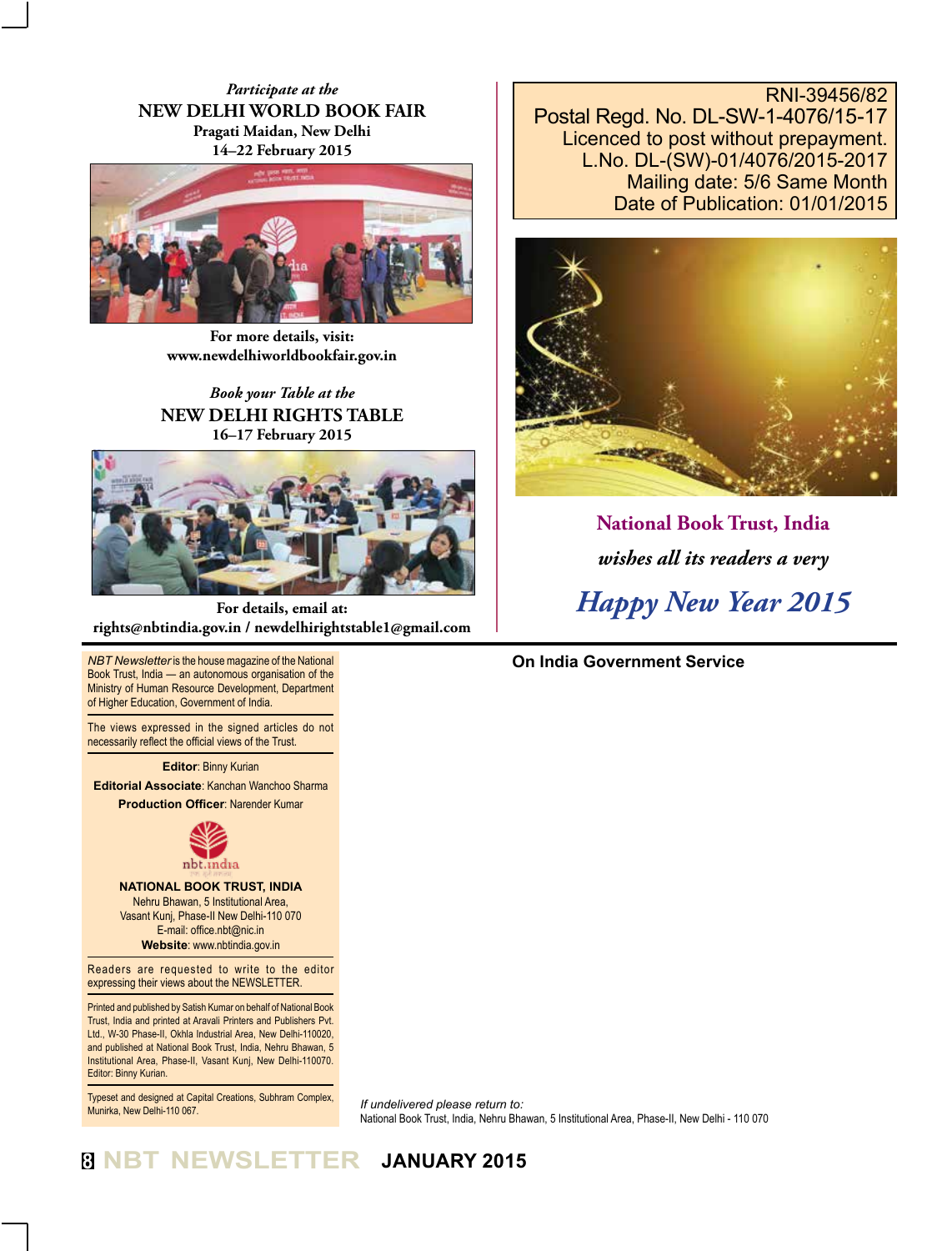*Participate at the*

**NEW DELHI WORLD BOOK FAIR**

**Pragati Maidan, New Delhi**

**14–22 February 2015**

For more details, visit:
www.newdelhiworldbookfair.gov.in

*Book your Table at the*

**NEW DELHI RIGHTS TABLE**

**16–17 February 2015**

For details, email at:
rights@nbtindia.gov.in / newdelhirightstable1@gmail.com

RNI-39456/82
Postal Regd. No. DL-SW-1-4076/15-17
Licenced to post without prepayment.
L.No. DL-(SW)-01/4076/2015-2017
Mailing date: 5/6 Same Month
Date of Publication: 01/01/2015

**National Book Trust, India**

*wishes all its readers a very*

*Happy New Year 2015*

*NBT Newsletter* is the house magazine of the National Book Trust, India — an autonomous organisation of the Ministry of Human Resource Development, Department of Higher Education, Government of India.

The views expressed in the signed articles do not necessarily reflect the official views of the Trust.

**Editor**: Binny Kurian
**Editorial Associate**: Kanchan Wanchoo Sharma
**Production Officer**: Narender Kumar

**NATIONAL BOOK TRUST, INDIA**
Nehru Bhawan, 5 Institutional Area,
Vasant Kunj, Phase-II New Delhi-110 070
E-mail: office.nbt@nic.in
**Website**: www.nbtindia.gov.in

Readers are requested to write to the editor expressing their views about the NEWSLETTER.

Printed and published by Satish Kumar on behalf of National Book Trust, India and printed at Aravali Printers and Publishers Pvt. Ltd., W-30 Phase-II, Okhla Industrial Area, New Delhi-110020, and published at National Book Trust, India, Nehru Bhawan, 5 Institutional Area, Phase-II, Vasant Kunj, New Delhi-110070. Editor: Binny Kurian.

Typeset and designed at Capital Creations, Subhram Complex, Munirka, New Delhi-110 067.

**On India Government Service**

*If undelivered please return to:*
National Book Trust, India, Nehru Bhawan, 5 Institutional Area, Phase-II, New Delhi - 110 070